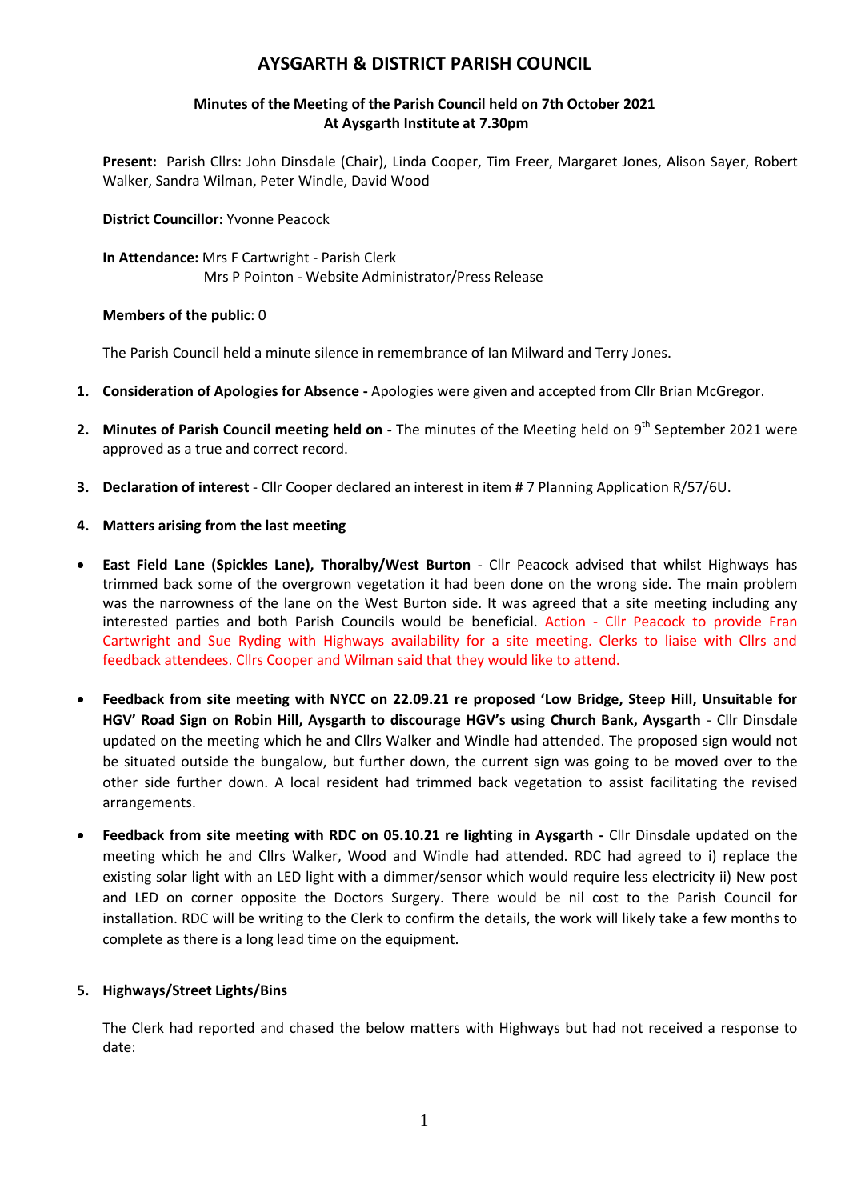# AYSGARTH & DISTRICT PARISH COUNCIL

**Minutes of the Meeting of the Parish Council held on 7th October 2021**
**At Aysgarth Institute at 7.30pm**

**Present:** Parish Cllrs: John Dinsdale (Chair), Linda Cooper, Tim Freer, Margaret Jones, Alison Sayer, Robert Walker, Sandra Wilman, Peter Windle, David Wood

**District Councillor:** Yvonne Peacock

**In Attendance:** Mrs F Cartwright - Parish Clerk
Mrs P Pointon - Website Administrator/Press Release

**Members of the public**: 0

The Parish Council held a minute silence in remembrance of Ian Milward and Terry Jones.

1. **Consideration of Apologies for Absence -** Apologies were given and accepted from Cllr Brian McGregor.

2. **Minutes of Parish Council meeting held on -** The minutes of the Meeting held on 9th September 2021 were approved as a true and correct record.

3. **Declaration of interest** - Cllr Cooper declared an interest in item # 7 Planning Application R/57/6U.

4. **Matters arising from the last meeting**

- **East Field Lane (Spickles Lane), Thoralby/West Burton** - Cllr Peacock advised that whilst Highways has trimmed back some of the overgrown vegetation it had been done on the wrong side. The main problem was the narrowness of the lane on the West Burton side. It was agreed that a site meeting including any interested parties and both Parish Councils would be beneficial. Action - Cllr Peacock to provide Fran Cartwright and Sue Ryding with Highways availability for a site meeting. Clerks to liaise with Cllrs and feedback attendees. Cllrs Cooper and Wilman said that they would like to attend.

- **Feedback from site meeting with NYCC on 22.09.21 re proposed 'Low Bridge, Steep Hill, Unsuitable for HGV' Road Sign on Robin Hill, Aysgarth to discourage HGV's using Church Bank, Aysgarth** - Cllr Dinsdale updated on the meeting which he and Cllrs Walker and Windle had attended. The proposed sign would not be situated outside the bungalow, but further down, the current sign was going to be moved over to the other side further down. A local resident had trimmed back vegetation to assist facilitating the revised arrangements.

- **Feedback from site meeting with RDC on 05.10.21 re lighting in Aysgarth -** Cllr Dinsdale updated on the meeting which he and Cllrs Walker, Wood and Windle had attended. RDC had agreed to i) replace the existing solar light with an LED light with a dimmer/sensor which would require less electricity ii) New post and LED on corner opposite the Doctors Surgery. There would be nil cost to the Parish Council for installation. RDC will be writing to the Clerk to confirm the details, the work will likely take a few months to complete as there is a long lead time on the equipment.

5. **Highways/Street Lights/Bins**

The Clerk had reported and chased the below matters with Highways but had not received a response to date: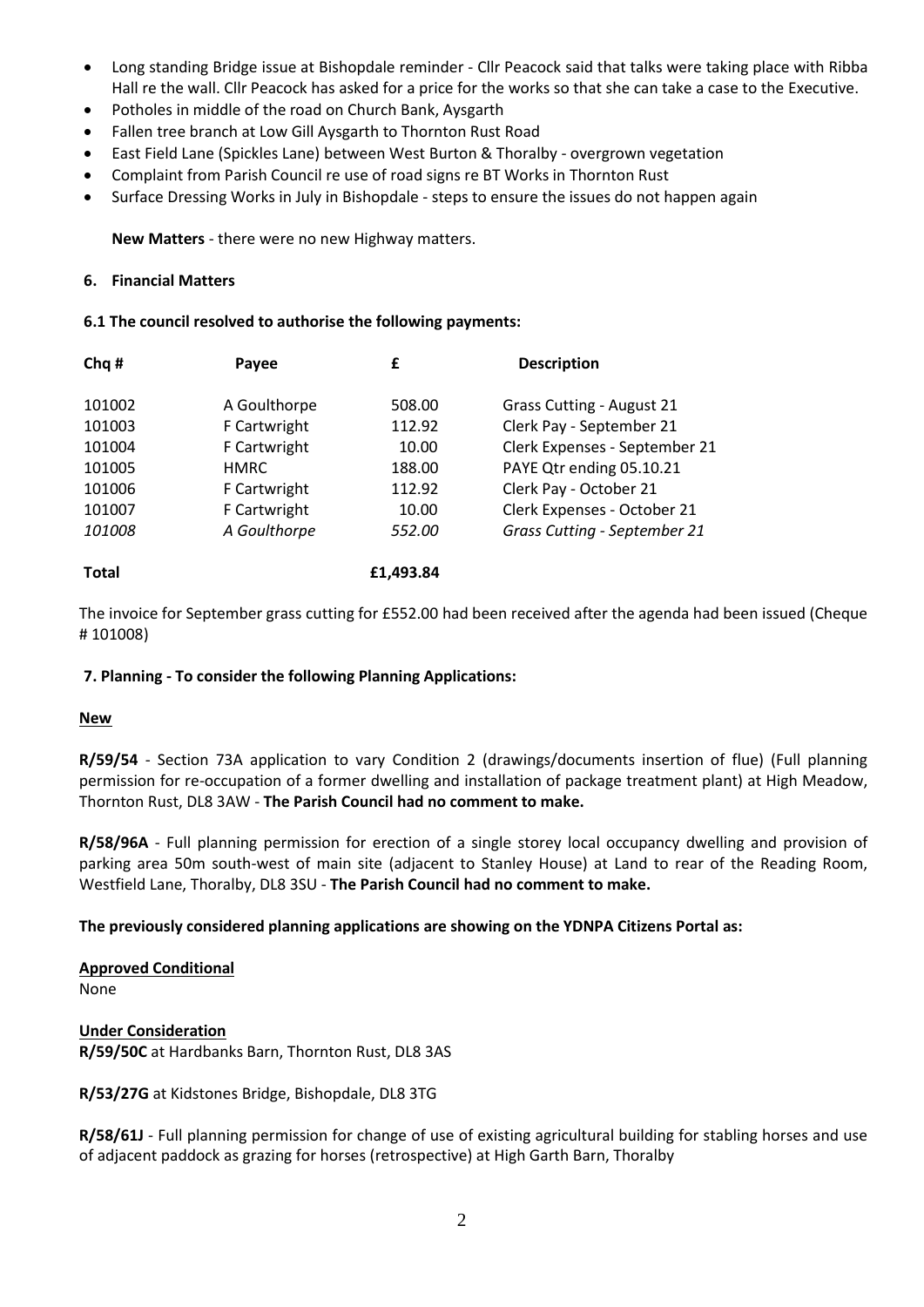- Long standing Bridge issue at Bishopdale reminder - Cllr Peacock said that talks were taking place with Ribba Hall re the wall. Cllr Peacock has asked for a price for the works so that she can take a case to the Executive.
- Potholes in middle of the road on Church Bank, Aysgarth
- Fallen tree branch at Low Gill Aysgarth to Thornton Rust Road
- East Field Lane (Spickles Lane) between West Burton & Thoralby - overgrown vegetation
- Complaint from Parish Council re use of road signs re BT Works in Thornton Rust
- Surface Dressing Works in July in Bishopdale - steps to ensure the issues do not happen again

**New Matters** - there were no new Highway matters.

## 6. Financial Matters

### 6.1 The council resolved to authorise the following payments:

| Chq # | Payee | £ | Description |
|---|---|---|---|
| 101002 | A Goulthorpe | 508.00 | Grass Cutting - August 21 |
| 101003 | F Cartwright | 112.92 | Clerk Pay - September 21 |
| 101004 | F Cartwright | 10.00 | Clerk Expenses - September 21 |
| 101005 | HMRC | 188.00 | PAYE Qtr ending 05.10.21 |
| 101006 | F Cartwright | 112.92 | Clerk Pay - October 21 |
| 101007 | F Cartwright | 10.00 | Clerk Expenses - October 21 |
| *101008* | *A Goulthorpe* | *552.00* | *Grass Cutting - September 21* |
| **Total** | | **£1,493.84** | |

The invoice for September grass cutting for £552.00 had been received after the agenda had been issued (Cheque # 101008)

## 7. Planning - To consider the following Planning Applications:

**New**

**R/59/54** - Section 73A application to vary Condition 2 (drawings/documents insertion of flue) (Full planning permission for re-occupation of a former dwelling and installation of package treatment plant) at High Meadow, Thornton Rust, DL8 3AW - **The Parish Council had no comment to make.**

**R/58/96A** - Full planning permission for erection of a single storey local occupancy dwelling and provision of parking area 50m south-west of main site (adjacent to Stanley House) at Land to rear of the Reading Room, Westfield Lane, Thoralby, DL8 3SU - **The Parish Council had no comment to make.**

**The previously considered planning applications are showing on the YDNPA Citizens Portal as:**

**Approved Conditional**

None

**Under Consideration**

**R/59/50C** at Hardbanks Barn, Thornton Rust, DL8 3AS

**R/53/27G** at Kidstones Bridge, Bishopdale, DL8 3TG

**R/58/61J** - Full planning permission for change of use of existing agricultural building for stabling horses and use of adjacent paddock as grazing for horses (retrospective) at High Garth Barn, Thoralby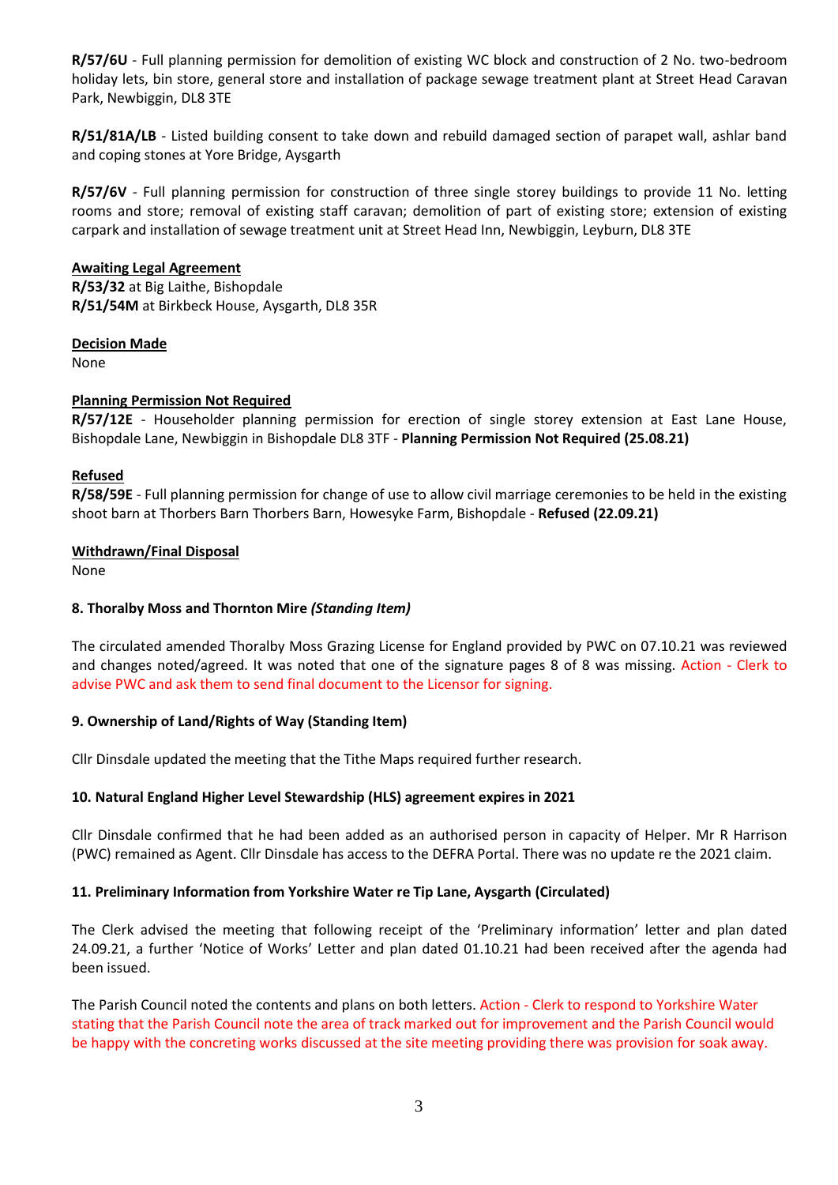**R/57/6U** - Full planning permission for demolition of existing WC block and construction of 2 No. two-bedroom holiday lets, bin store, general store and installation of package sewage treatment plant at Street Head Caravan Park, Newbiggin, DL8 3TE

**R/51/81A/LB** - Listed building consent to take down and rebuild damaged section of parapet wall, ashlar band and coping stones at Yore Bridge, Aysgarth

**R/57/6V** - Full planning permission for construction of three single storey buildings to provide 11 No. letting rooms and store; removal of existing staff caravan; demolition of part of existing store; extension of existing carpark and installation of sewage treatment unit at Street Head Inn, Newbiggin, Leyburn, DL8 3TE

**Awaiting Legal Agreement**
**R/53/32** at Big Laithe, Bishopdale
**R/51/54M** at Birkbeck House, Aysgarth, DL8 35R

**Decision Made**
None

**Planning Permission Not Required**
**R/57/12E** - Householder planning permission for erection of single storey extension at East Lane House, Bishopdale Lane, Newbiggin in Bishopdale DL8 3TF - **Planning Permission Not Required (25.08.21)**

**Refused**
**R/58/59E** - Full planning permission for change of use to allow civil marriage ceremonies to be held in the existing shoot barn at Thorbers Barn Thorbers Barn, Howesyke Farm, Bishopdale - **Refused (22.09.21)**

**Withdrawn/Final Disposal**
None

**8. Thoralby Moss and Thornton Mire *(Standing Item)***

The circulated amended Thoralby Moss Grazing License for England provided by PWC on 07.10.21 was reviewed and changes noted/agreed. It was noted that one of the signature pages 8 of 8 was missing. Action - Clerk to advise PWC and ask them to send final document to the Licensor for signing.

**9. Ownership of Land/Rights of Way (Standing Item)**

Cllr Dinsdale updated the meeting that the Tithe Maps required further research.

**10. Natural England Higher Level Stewardship (HLS) agreement expires in 2021**

Cllr Dinsdale confirmed that he had been added as an authorised person in capacity of Helper. Mr R Harrison (PWC) remained as Agent. Cllr Dinsdale has access to the DEFRA Portal. There was no update re the 2021 claim.

**11. Preliminary Information from Yorkshire Water re Tip Lane, Aysgarth (Circulated)**

The Clerk advised the meeting that following receipt of the 'Preliminary information' letter and plan dated 24.09.21, a further 'Notice of Works' Letter and plan dated 01.10.21 had been received after the agenda had been issued.

The Parish Council noted the contents and plans on both letters. Action - Clerk to respond to Yorkshire Water stating that the Parish Council note the area of track marked out for improvement and the Parish Council would be happy with the concreting works discussed at the site meeting providing there was provision for soak away.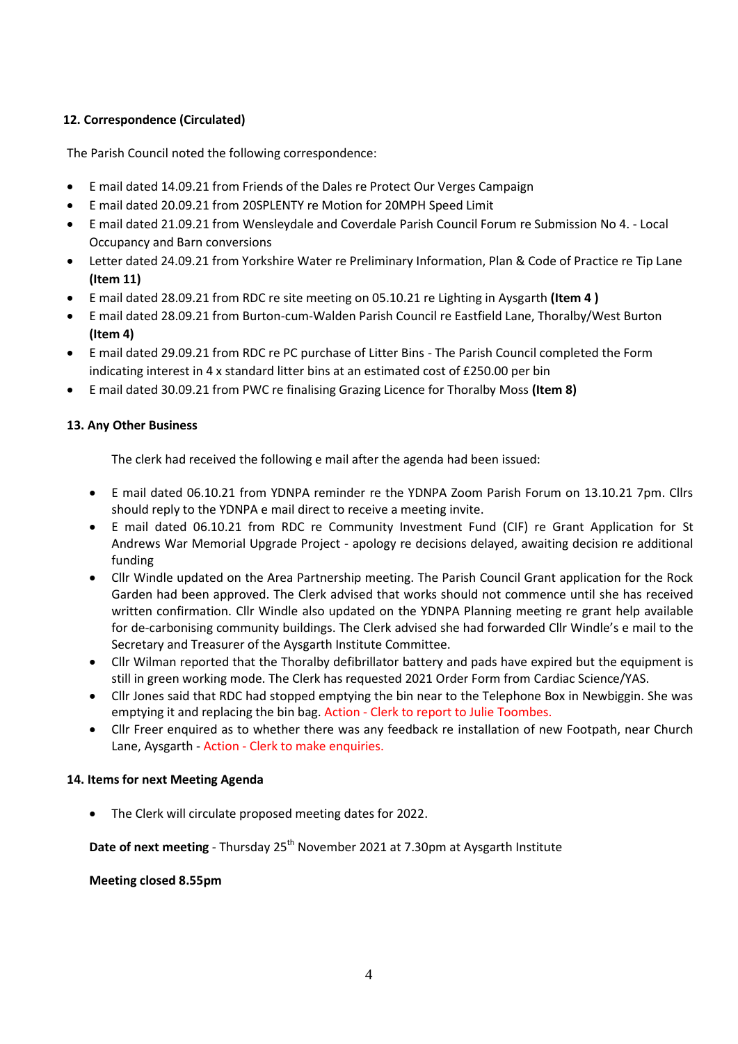### 12. Correspondence (Circulated)

The Parish Council noted the following correspondence:

- E mail dated 14.09.21 from Friends of the Dales re Protect Our Verges Campaign
- E mail dated 20.09.21 from 20SPLENTY re Motion for 20MPH Speed Limit
- E mail dated 21.09.21 from Wensleydale and Coverdale Parish Council Forum re Submission No 4. - Local Occupancy and Barn conversions
- Letter dated 24.09.21 from Yorkshire Water re Preliminary Information, Plan & Code of Practice re Tip Lane **(Item 11)**
- E mail dated 28.09.21 from RDC re site meeting on 05.10.21 re Lighting in Aysgarth **(Item 4 )**
- E mail dated 28.09.21 from Burton-cum-Walden Parish Council re Eastfield Lane, Thoralby/West Burton **(Item 4)**
- E mail dated 29.09.21 from RDC re PC purchase of Litter Bins - The Parish Council completed the Form indicating interest in 4 x standard litter bins at an estimated cost of £250.00 per bin
- E mail dated 30.09.21 from PWC re finalising Grazing Licence for Thoralby Moss **(Item 8)**

### 13. Any Other Business

The clerk had received the following e mail after the agenda had been issued:

- E mail dated 06.10.21 from YDNPA reminder re the YDNPA Zoom Parish Forum on 13.10.21 7pm. Cllrs should reply to the YDNPA e mail direct to receive a meeting invite.
- E mail dated 06.10.21 from RDC re Community Investment Fund (CIF) re Grant Application for St Andrews War Memorial Upgrade Project - apology re decisions delayed, awaiting decision re additional funding
- Cllr Windle updated on the Area Partnership meeting. The Parish Council Grant application for the Rock Garden had been approved. The Clerk advised that works should not commence until she has received written confirmation. Cllr Windle also updated on the YDNPA Planning meeting re grant help available for de-carbonising community buildings. The Clerk advised she had forwarded Cllr Windle's e mail to the Secretary and Treasurer of the Aysgarth Institute Committee.
- Cllr Wilman reported that the Thoralby defibrillator battery and pads have expired but the equipment is still in green working mode. The Clerk has requested 2021 Order Form from Cardiac Science/YAS.
- Cllr Jones said that RDC had stopped emptying the bin near to the Telephone Box in Newbiggin. She was emptying it and replacing the bin bag. Action - Clerk to report to Julie Toombes.
- Cllr Freer enquired as to whether there was any feedback re installation of new Footpath, near Church Lane, Aysgarth - Action - Clerk to make enquiries.

### 14. Items for next Meeting Agenda

- The Clerk will circulate proposed meeting dates for 2022.

**Date of next meeting** - Thursday 25th November 2021 at 7.30pm at Aysgarth Institute

**Meeting closed 8.55pm**